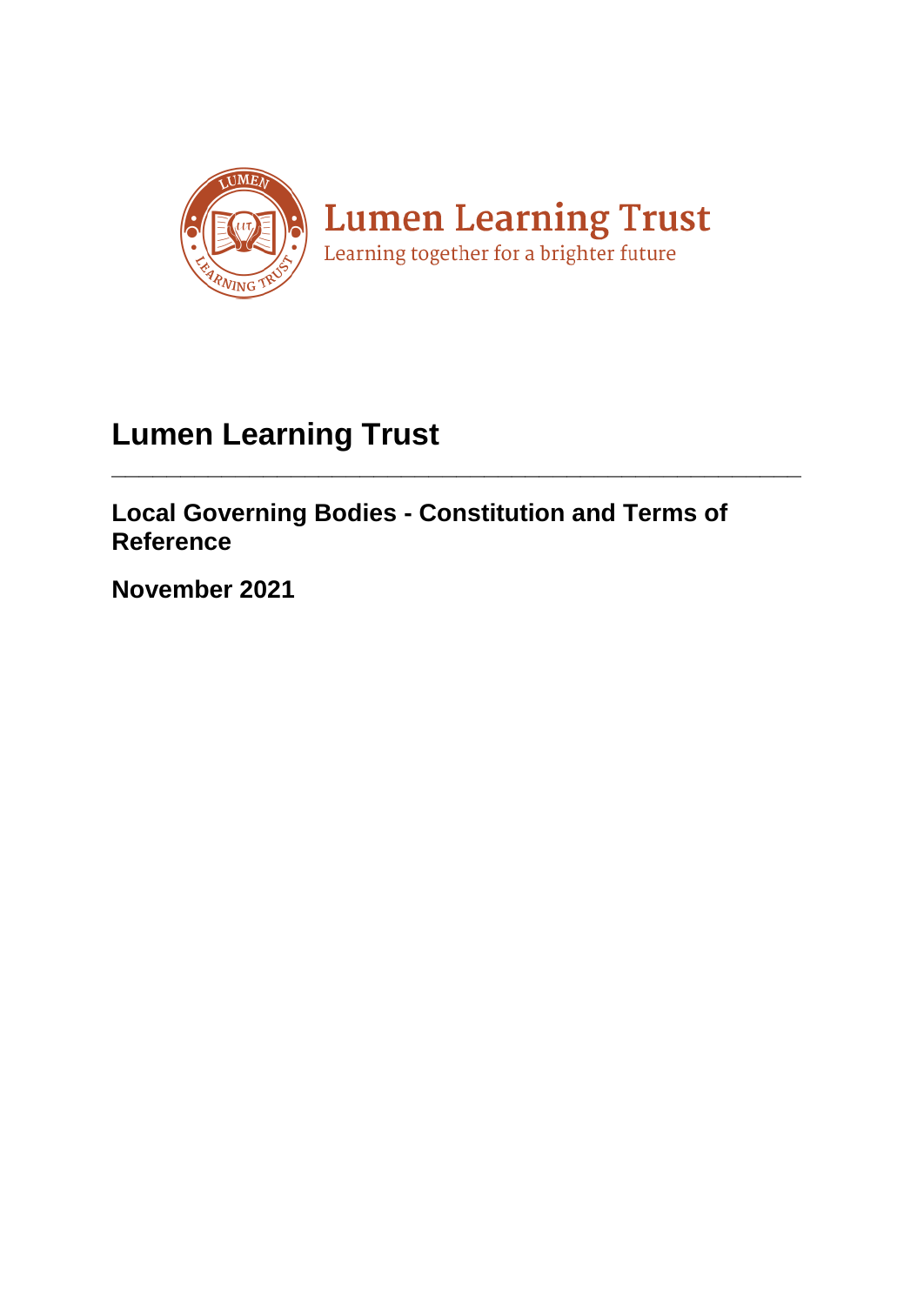Lumen Learning Trust

Learning together for a brighter future

# Lumen Learning Trust

---

## Local Governing Bodies - Constitution and Terms of Reference

## November 2021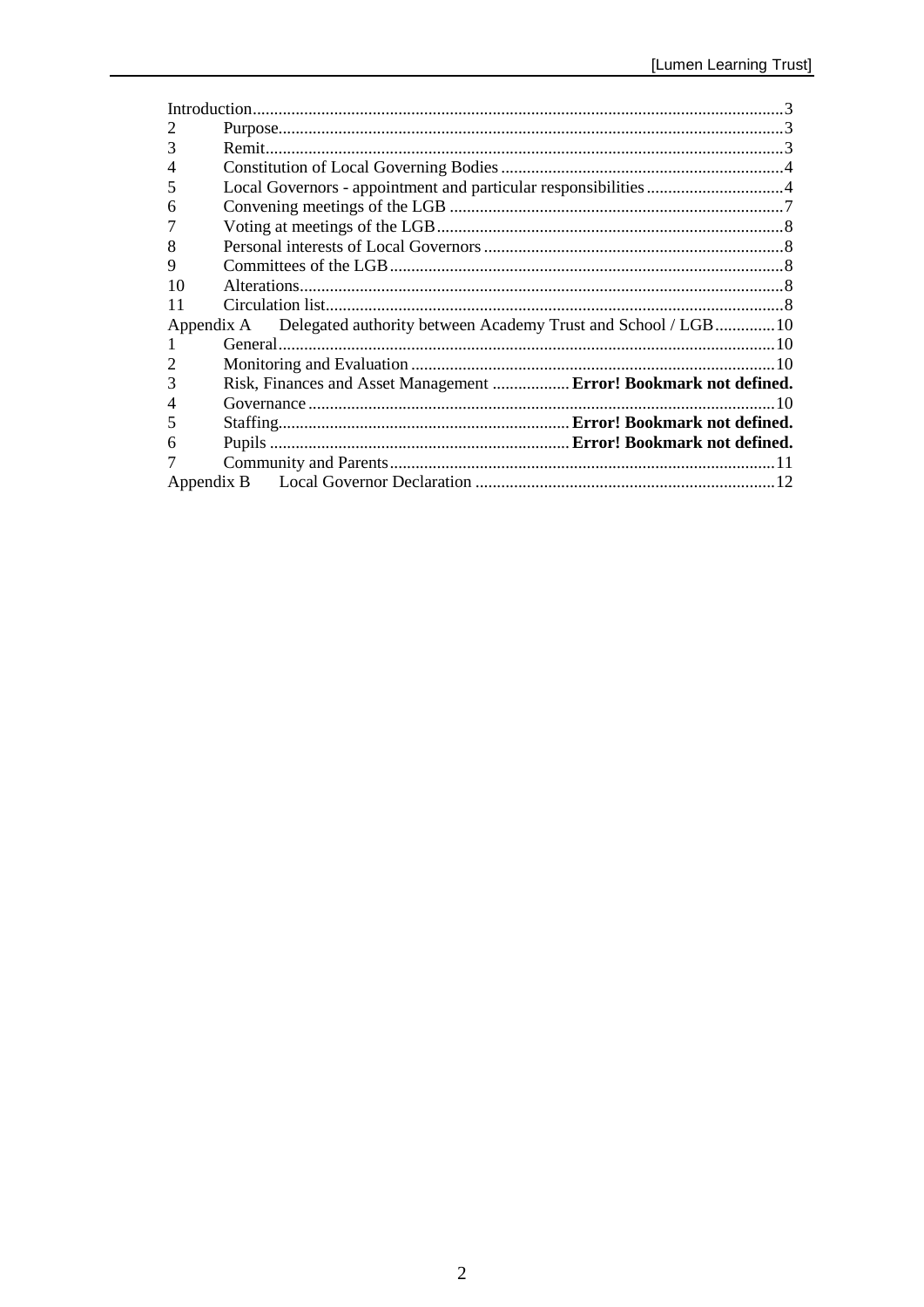| | | |
|---|---|---|
| Introduction | | 3 |
| 2 | Purpose | 3 |
| 3 | Remit | 3 |
| 4 | Constitution of Local Governing Bodies | 4 |
| 5 | Local Governors - appointment and particular responsibilities | 4 |
| 6 | Convening meetings of the LGB | 7 |
| 7 | Voting at meetings of the LGB | 8 |
| 8 | Personal interests of Local Governors | 8 |
| 9 | Committees of the LGB | 8 |
| 10 | Alterations | 8 |
| 11 | Circulation list | 8 |
| Appendix A | Delegated authority between Academy Trust and School / LGB | 10 |
| 1 | General | 10 |
| 2 | Monitoring and Evaluation | 10 |
| 3 | Risk, Finances and Asset Management | **Error! Bookmark not defined.** |
| 4 | Governance | 10 |
| 5 | Staffing | **Error! Bookmark not defined.** |
| 6 | Pupils | **Error! Bookmark not defined.** |
| 7 | Community and Parents | 11 |
| Appendix B | Local Governor Declaration | 12 |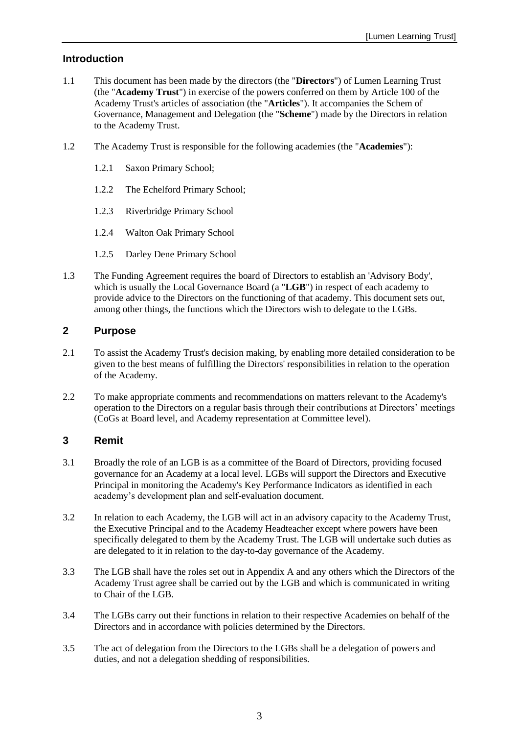## Introduction

1.1 This document has been made by the directors (the "**Directors**") of Lumen Learning Trust (the "**Academy Trust**") in exercise of the powers conferred on them by Article 100 of the Academy Trust's articles of association (the "**Articles**"). It accompanies the Schem of Governance, Management and Delegation (the "**Scheme**") made by the Directors in relation to the Academy Trust.

1.2 The Academy Trust is responsible for the following academies (the "**Academies**"):

1.2.1 Saxon Primary School;

1.2.2 The Echelford Primary School;

1.2.3 Riverbridge Primary School

1.2.4 Walton Oak Primary School

1.2.5 Darley Dene Primary School

1.3 The Funding Agreement requires the board of Directors to establish an 'Advisory Body', which is usually the Local Governance Board (a "**LGB**") in respect of each academy to provide advice to the Directors on the functioning of that academy. This document sets out, among other things, the functions which the Directors wish to delegate to the LGBs.

## 2 Purpose

2.1 To assist the Academy Trust's decision making, by enabling more detailed consideration to be given to the best means of fulfilling the Directors' responsibilities in relation to the operation of the Academy.

2.2 To make appropriate comments and recommendations on matters relevant to the Academy's operation to the Directors on a regular basis through their contributions at Directors' meetings (CoGs at Board level, and Academy representation at Committee level).

## 3 Remit

3.1 Broadly the role of an LGB is as a committee of the Board of Directors, providing focused governance for an Academy at a local level. LGBs will support the Directors and Executive Principal in monitoring the Academy's Key Performance Indicators as identified in each academy's development plan and self-evaluation document.

3.2 In relation to each Academy, the LGB will act in an advisory capacity to the Academy Trust, the Executive Principal and to the Academy Headteacher except where powers have been specifically delegated to them by the Academy Trust. The LGB will undertake such duties as are delegated to it in relation to the day-to-day governance of the Academy.

3.3 The LGB shall have the roles set out in Appendix A and any others which the Directors of the Academy Trust agree shall be carried out by the LGB and which is communicated in writing to Chair of the LGB.

3.4 The LGBs carry out their functions in relation to their respective Academies on behalf of the Directors and in accordance with policies determined by the Directors.

3.5 The act of delegation from the Directors to the LGBs shall be a delegation of powers and duties, and not a delegation shedding of responsibilities.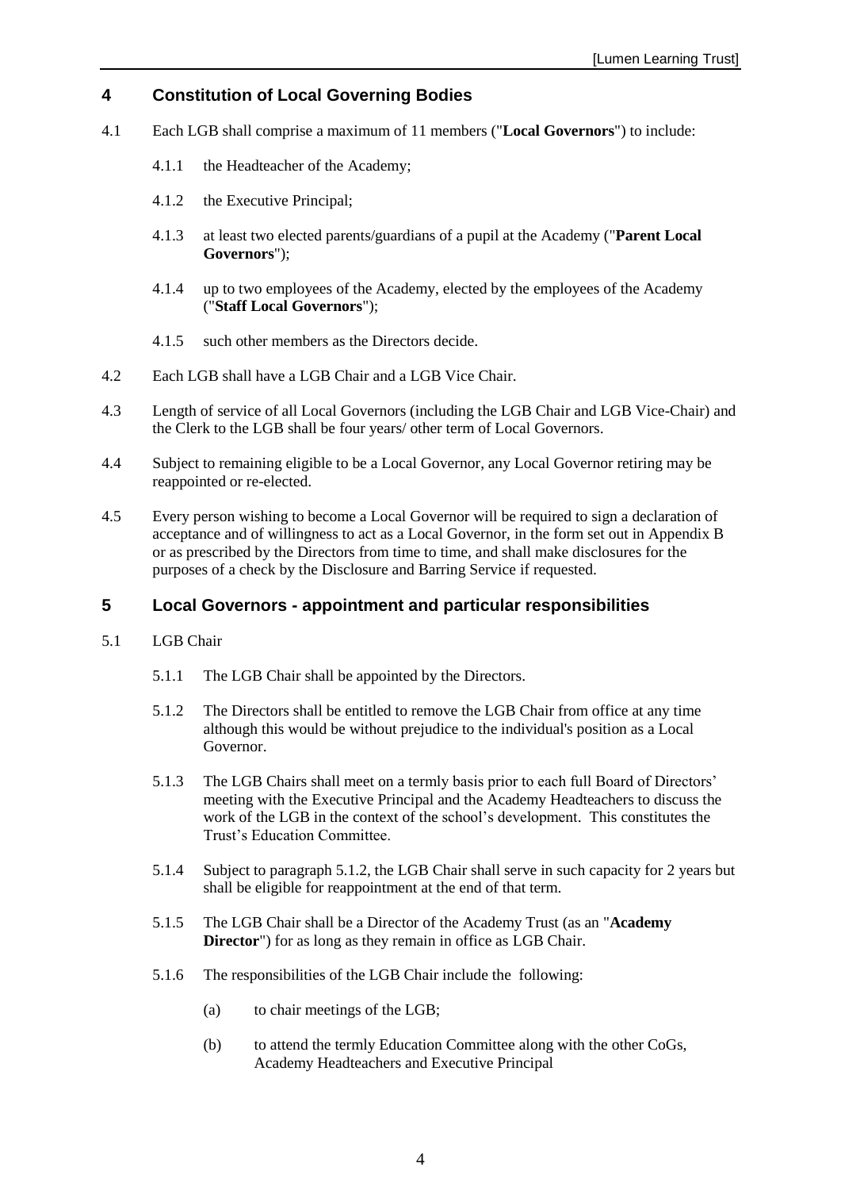## 4 Constitution of Local Governing Bodies

4.1 Each LGB shall comprise a maximum of 11 members ("**Local Governors**") to include:

4.1.1 the Headteacher of the Academy;

4.1.2 the Executive Principal;

4.1.3 at least two elected parents/guardians of a pupil at the Academy ("**Parent Local Governors**");

4.1.4 up to two employees of the Academy, elected by the employees of the Academy ("**Staff Local Governors**");

4.1.5 such other members as the Directors decide.

4.2 Each LGB shall have a LGB Chair and a LGB Vice Chair.

4.3 Length of service of all Local Governors (including the LGB Chair and LGB Vice-Chair) and the Clerk to the LGB shall be four years/ other term of Local Governors.

4.4 Subject to remaining eligible to be a Local Governor, any Local Governor retiring may be reappointed or re-elected.

4.5 Every person wishing to become a Local Governor will be required to sign a declaration of acceptance and of willingness to act as a Local Governor, in the form set out in Appendix B or as prescribed by the Directors from time to time, and shall make disclosures for the purposes of a check by the Disclosure and Barring Service if requested.

## 5 Local Governors - appointment and particular responsibilities

5.1 LGB Chair

5.1.1 The LGB Chair shall be appointed by the Directors.

5.1.2 The Directors shall be entitled to remove the LGB Chair from office at any time although this would be without prejudice to the individual's position as a Local Governor.

5.1.3 The LGB Chairs shall meet on a termly basis prior to each full Board of Directors' meeting with the Executive Principal and the Academy Headteachers to discuss the work of the LGB in the context of the school's development. This constitutes the Trust's Education Committee.

5.1.4 Subject to paragraph 5.1.2, the LGB Chair shall serve in such capacity for 2 years but shall be eligible for reappointment at the end of that term.

5.1.5 The LGB Chair shall be a Director of the Academy Trust (as an "**Academy Director**") for as long as they remain in office as LGB Chair.

5.1.6 The responsibilities of the LGB Chair include the following:

(a) to chair meetings of the LGB;

(b) to attend the termly Education Committee along with the other CoGs, Academy Headteachers and Executive Principal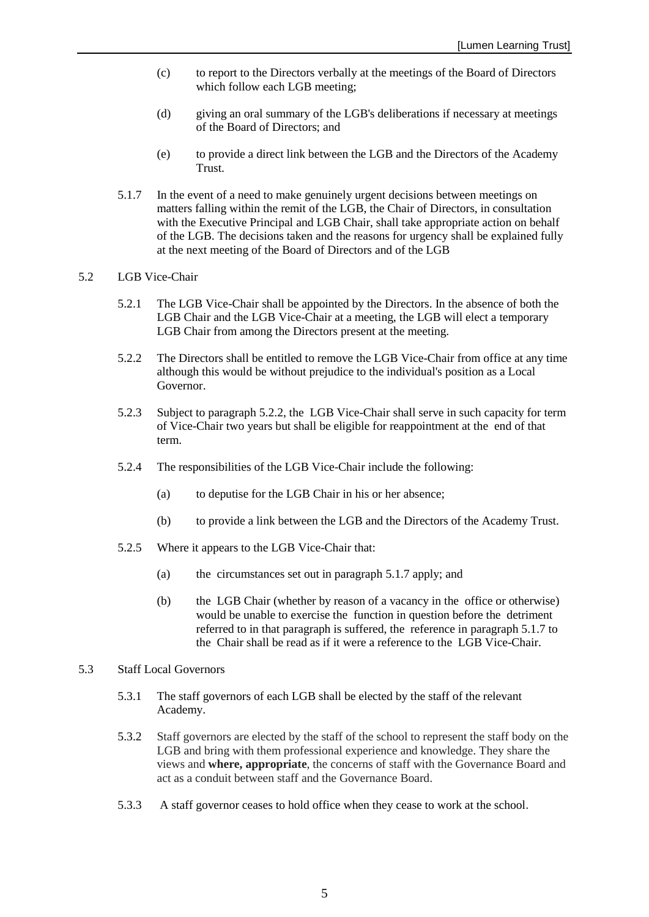(c) to report to the Directors verbally at the meetings of the Board of Directors which follow each LGB meeting;

(d) giving an oral summary of the LGB's deliberations if necessary at meetings of the Board of Directors; and

(e) to provide a direct link between the LGB and the Directors of the Academy Trust.

5.1.7 In the event of a need to make genuinely urgent decisions between meetings on matters falling within the remit of the LGB, the Chair of Directors, in consultation with the Executive Principal and LGB Chair, shall take appropriate action on behalf of the LGB. The decisions taken and the reasons for urgency shall be explained fully at the next meeting of the Board of Directors and of the LGB

5.2 LGB Vice-Chair

5.2.1 The LGB Vice-Chair shall be appointed by the Directors. In the absence of both the LGB Chair and the LGB Vice-Chair at a meeting, the LGB will elect a temporary LGB Chair from among the Directors present at the meeting.

5.2.2 The Directors shall be entitled to remove the LGB Vice-Chair from office at any time although this would be without prejudice to the individual's position as a Local Governor.

5.2.3 Subject to paragraph 5.2.2, the LGB Vice-Chair shall serve in such capacity for term of Vice-Chair two years but shall be eligible for reappointment at the end of that term.

5.2.4 The responsibilities of the LGB Vice-Chair include the following:

(a) to deputise for the LGB Chair in his or her absence;

(b) to provide a link between the LGB and the Directors of the Academy Trust.

5.2.5 Where it appears to the LGB Vice-Chair that:

(a) the circumstances set out in paragraph 5.1.7 apply; and

(b) the LGB Chair (whether by reason of a vacancy in the office or otherwise) would be unable to exercise the function in question before the detriment referred to in that paragraph is suffered, the reference in paragraph 5.1.7 to the Chair shall be read as if it were a reference to the LGB Vice-Chair.

5.3 Staff Local Governors

5.3.1 The staff governors of each LGB shall be elected by the staff of the relevant Academy.

5.3.2 Staff governors are elected by the staff of the school to represent the staff body on the LGB and bring with them professional experience and knowledge. They share the views and **where, appropriate**, the concerns of staff with the Governance Board and act as a conduit between staff and the Governance Board.

5.3.3 A staff governor ceases to hold office when they cease to work at the school.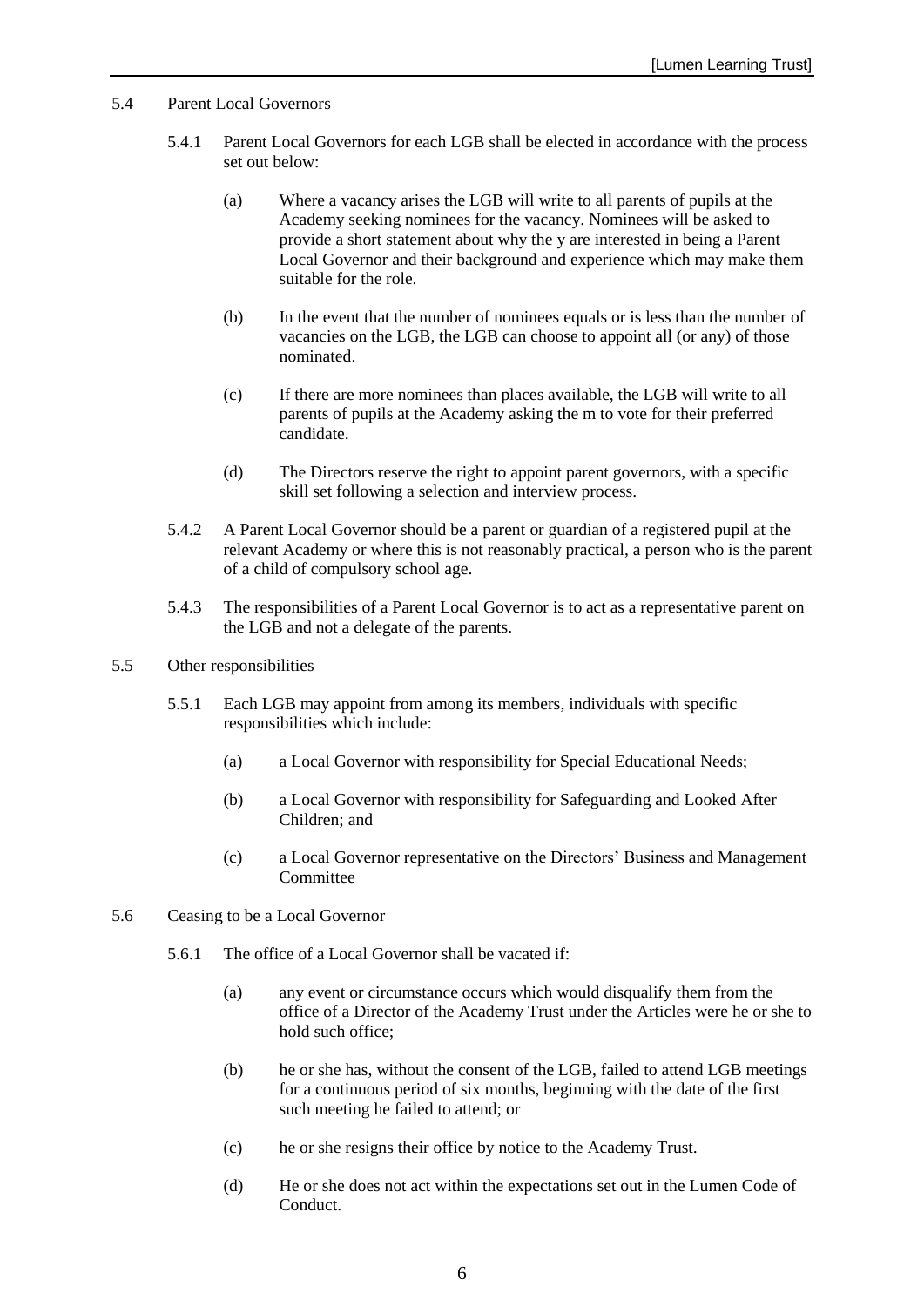5.4 Parent Local Governors

5.4.1 Parent Local Governors for each LGB shall be elected in accordance with the process set out below:

(a) Where a vacancy arises the LGB will write to all parents of pupils at the Academy seeking nominees for the vacancy. Nominees will be asked to provide a short statement about why the y are interested in being a Parent Local Governor and their background and experience which may make them suitable for the role.

(b) In the event that the number of nominees equals or is less than the number of vacancies on the LGB, the LGB can choose to appoint all (or any) of those nominated.

(c) If there are more nominees than places available, the LGB will write to all parents of pupils at the Academy asking the m to vote for their preferred candidate.

(d) The Directors reserve the right to appoint parent governors, with a specific skill set following a selection and interview process.

5.4.2 A Parent Local Governor should be a parent or guardian of a registered pupil at the relevant Academy or where this is not reasonably practical, a person who is the parent of a child of compulsory school age.

5.4.3 The responsibilities of a Parent Local Governor is to act as a representative parent on the LGB and not a delegate of the parents.

5.5 Other responsibilities

5.5.1 Each LGB may appoint from among its members, individuals with specific responsibilities which include:

(a) a Local Governor with responsibility for Special Educational Needs;

(b) a Local Governor with responsibility for Safeguarding and Looked After Children; and

(c) a Local Governor representative on the Directors' Business and Management Committee

5.6 Ceasing to be a Local Governor

5.6.1 The office of a Local Governor shall be vacated if:

(a) any event or circumstance occurs which would disqualify them from the office of a Director of the Academy Trust under the Articles were he or she to hold such office;

(b) he or she has, without the consent of the LGB, failed to attend LGB meetings for a continuous period of six months, beginning with the date of the first such meeting he failed to attend; or

(c) he or she resigns their office by notice to the Academy Trust.

(d) He or she does not act within the expectations set out in the Lumen Code of Conduct.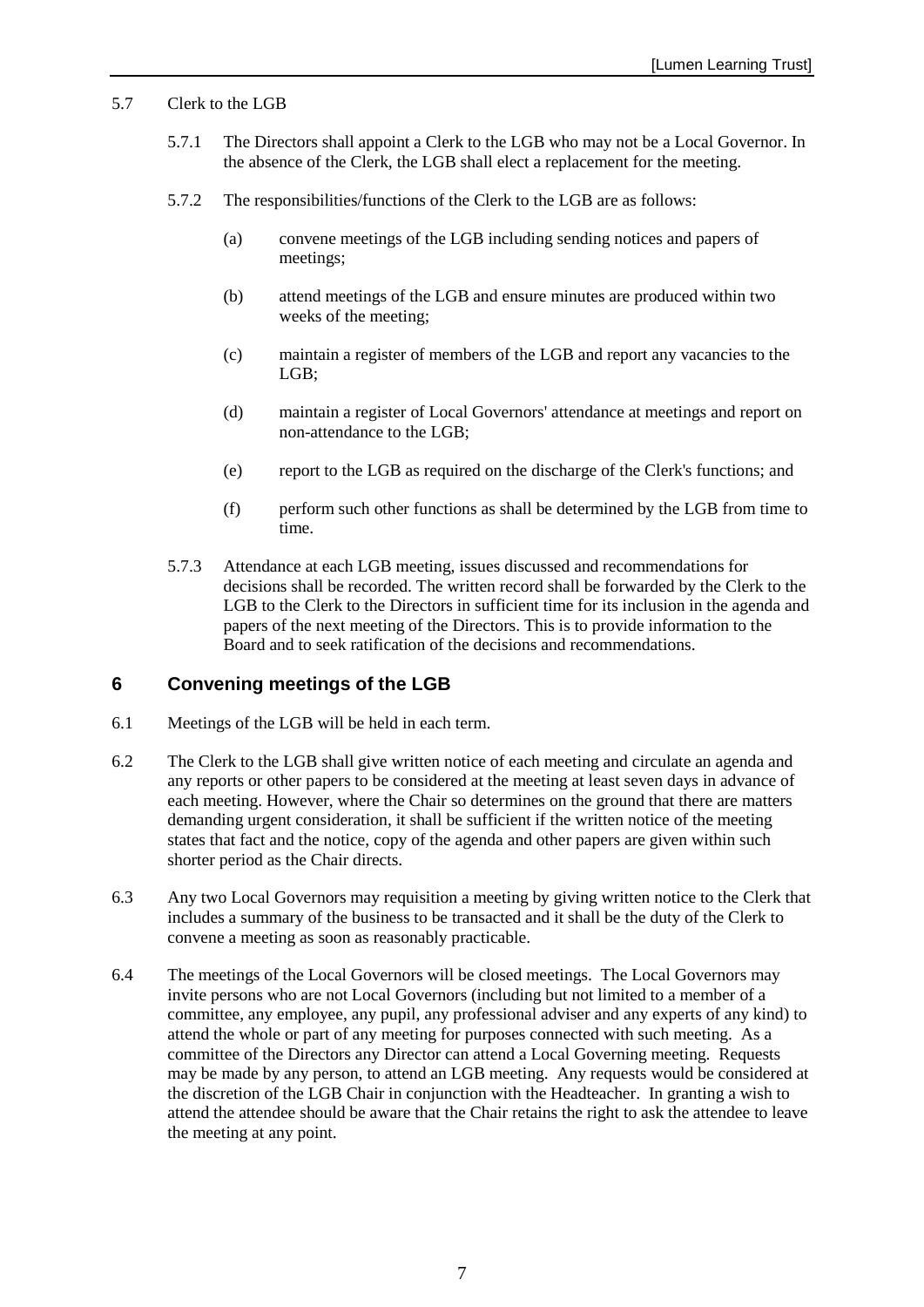5.7 Clerk to the LGB

5.7.1 The Directors shall appoint a Clerk to the LGB who may not be a Local Governor. In the absence of the Clerk, the LGB shall elect a replacement for the meeting.

5.7.2 The responsibilities/functions of the Clerk to the LGB are as follows:

(a) convene meetings of the LGB including sending notices and papers of meetings;

(b) attend meetings of the LGB and ensure minutes are produced within two weeks of the meeting;

(c) maintain a register of members of the LGB and report any vacancies to the LGB;

(d) maintain a register of Local Governors' attendance at meetings and report on non-attendance to the LGB;

(e) report to the LGB as required on the discharge of the Clerk's functions; and

(f) perform such other functions as shall be determined by the LGB from time to time.

5.7.3 Attendance at each LGB meeting, issues discussed and recommendations for decisions shall be recorded. The written record shall be forwarded by the Clerk to the LGB to the Clerk to the Directors in sufficient time for its inclusion in the agenda and papers of the next meeting of the Directors. This is to provide information to the Board and to seek ratification of the decisions and recommendations.

## 6 Convening meetings of the LGB

6.1 Meetings of the LGB will be held in each term.

6.2 The Clerk to the LGB shall give written notice of each meeting and circulate an agenda and any reports or other papers to be considered at the meeting at least seven days in advance of each meeting. However, where the Chair so determines on the ground that there are matters demanding urgent consideration, it shall be sufficient if the written notice of the meeting states that fact and the notice, copy of the agenda and other papers are given within such shorter period as the Chair directs.

6.3 Any two Local Governors may requisition a meeting by giving written notice to the Clerk that includes a summary of the business to be transacted and it shall be the duty of the Clerk to convene a meeting as soon as reasonably practicable.

6.4 The meetings of the Local Governors will be closed meetings. The Local Governors may invite persons who are not Local Governors (including but not limited to a member of a committee, any employee, any pupil, any professional adviser and any experts of any kind) to attend the whole or part of any meeting for purposes connected with such meeting. As a committee of the Directors any Director can attend a Local Governing meeting. Requests may be made by any person, to attend an LGB meeting. Any requests would be considered at the discretion of the LGB Chair in conjunction with the Headteacher. In granting a wish to attend the attendee should be aware that the Chair retains the right to ask the attendee to leave the meeting at any point.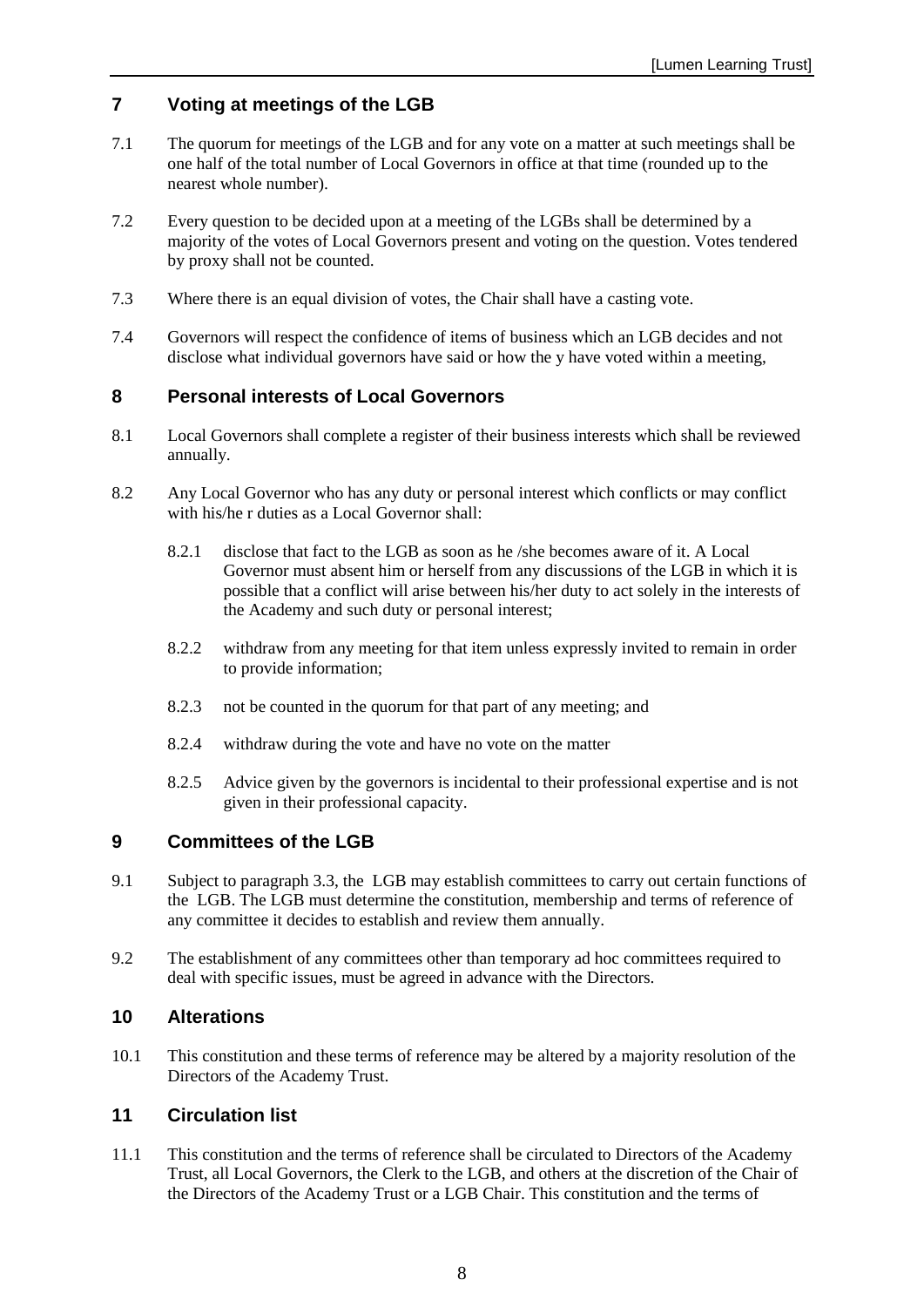## 7 Voting at meetings of the LGB

7.1 The quorum for meetings of the LGB and for any vote on a matter at such meetings shall be one half of the total number of Local Governors in office at that time (rounded up to the nearest whole number).

7.2 Every question to be decided upon at a meeting of the LGBs shall be determined by a majority of the votes of Local Governors present and voting on the question. Votes tendered by proxy shall not be counted.

7.3 Where there is an equal division of votes, the Chair shall have a casting vote.

7.4 Governors will respect the confidence of items of business which an LGB decides and not disclose what individual governors have said or how the y have voted within a meeting,

## 8 Personal interests of Local Governors

8.1 Local Governors shall complete a register of their business interests which shall be reviewed annually.

8.2 Any Local Governor who has any duty or personal interest which conflicts or may conflict with his/he r duties as a Local Governor shall:

8.2.1 disclose that fact to the LGB as soon as he /she becomes aware of it. A Local Governor must absent him or herself from any discussions of the LGB in which it is possible that a conflict will arise between his/her duty to act solely in the interests of the Academy and such duty or personal interest;

8.2.2 withdraw from any meeting for that item unless expressly invited to remain in order to provide information;

8.2.3 not be counted in the quorum for that part of any meeting; and

8.2.4 withdraw during the vote and have no vote on the matter

8.2.5 Advice given by the governors is incidental to their professional expertise and is not given in their professional capacity.

## 9 Committees of the LGB

9.1 Subject to paragraph 3.3, the LGB may establish committees to carry out certain functions of the LGB. The LGB must determine the constitution, membership and terms of reference of any committee it decides to establish and review them annually.

9.2 The establishment of any committees other than temporary ad hoc committees required to deal with specific issues, must be agreed in advance with the Directors.

## 10 Alterations

10.1 This constitution and these terms of reference may be altered by a majority resolution of the Directors of the Academy Trust.

## 11 Circulation list

11.1 This constitution and the terms of reference shall be circulated to Directors of the Academy Trust, all Local Governors, the Clerk to the LGB, and others at the discretion of the Chair of the Directors of the Academy Trust or a LGB Chair. This constitution and the terms of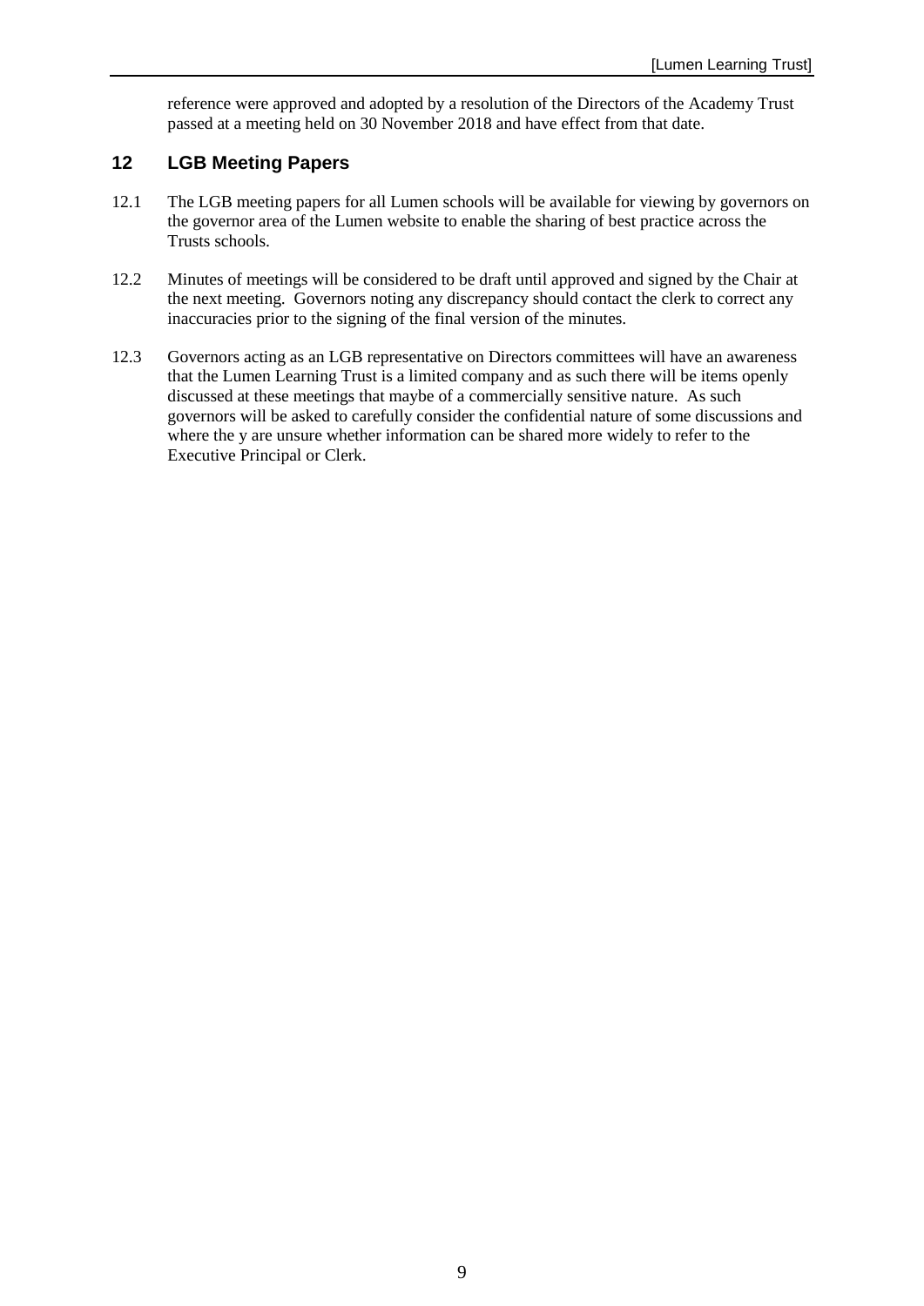reference were approved and adopted by a resolution of the Directors of the Academy Trust passed at a meeting held on 30 November 2018 and have effect from that date.

## 12 LGB Meeting Papers

12.1 The LGB meeting papers for all Lumen schools will be available for viewing by governors on the governor area of the Lumen website to enable the sharing of best practice across the Trusts schools.

12.2 Minutes of meetings will be considered to be draft until approved and signed by the Chair at the next meeting. Governors noting any discrepancy should contact the clerk to correct any inaccuracies prior to the signing of the final version of the minutes.

12.3 Governors acting as an LGB representative on Directors committees will have an awareness that the Lumen Learning Trust is a limited company and as such there will be items openly discussed at these meetings that maybe of a commercially sensitive nature. As such governors will be asked to carefully consider the confidential nature of some discussions and where the y are unsure whether information can be shared more widely to refer to the Executive Principal or Clerk.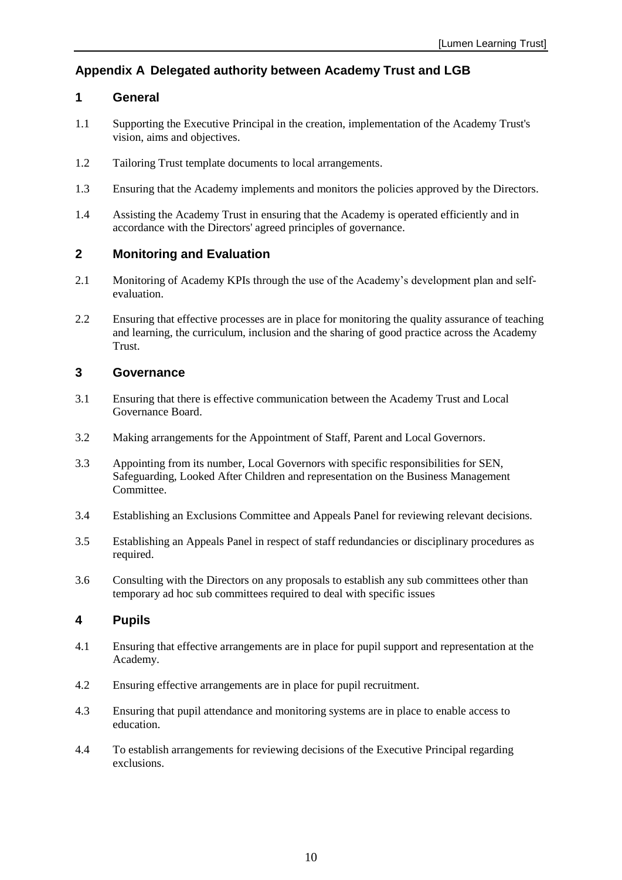## Appendix A Delegated authority between Academy Trust and LGB

### 1 General

1.1 Supporting the Executive Principal in the creation, implementation of the Academy Trust's vision, aims and objectives.

1.2 Tailoring Trust template documents to local arrangements.

1.3 Ensuring that the Academy implements and monitors the policies approved by the Directors.

1.4 Assisting the Academy Trust in ensuring that the Academy is operated efficiently and in accordance with the Directors' agreed principles of governance.

### 2 Monitoring and Evaluation

2.1 Monitoring of Academy KPIs through the use of the Academy's development plan and self-evaluation.

2.2 Ensuring that effective processes are in place for monitoring the quality assurance of teaching and learning, the curriculum, inclusion and the sharing of good practice across the Academy Trust.

### 3 Governance

3.1 Ensuring that there is effective communication between the Academy Trust and Local Governance Board.

3.2 Making arrangements for the Appointment of Staff, Parent and Local Governors.

3.3 Appointing from its number, Local Governors with specific responsibilities for SEN, Safeguarding, Looked After Children and representation on the Business Management Committee.

3.4 Establishing an Exclusions Committee and Appeals Panel for reviewing relevant decisions.

3.5 Establishing an Appeals Panel in respect of staff redundancies or disciplinary procedures as required.

3.6 Consulting with the Directors on any proposals to establish any sub committees other than temporary ad hoc sub committees required to deal with specific issues

### 4 Pupils

4.1 Ensuring that effective arrangements are in place for pupil support and representation at the Academy.

4.2 Ensuring effective arrangements are in place for pupil recruitment.

4.3 Ensuring that pupil attendance and monitoring systems are in place to enable access to education.

4.4 To establish arrangements for reviewing decisions of the Executive Principal regarding exclusions.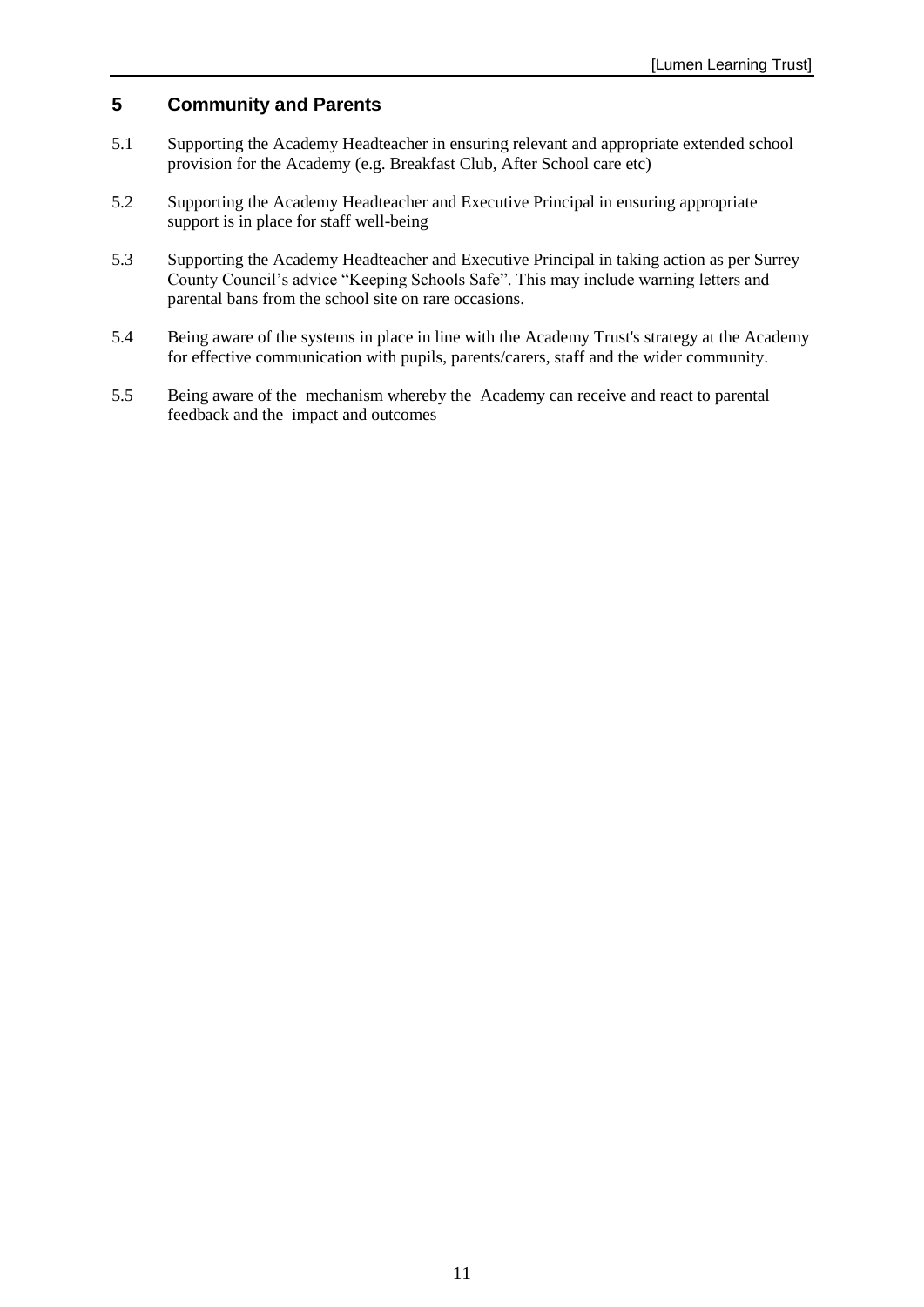## 5 Community and Parents

5.1 Supporting the Academy Headteacher in ensuring relevant and appropriate extended school provision for the Academy (e.g. Breakfast Club, After School care etc)

5.2 Supporting the Academy Headteacher and Executive Principal in ensuring appropriate support is in place for staff well-being

5.3 Supporting the Academy Headteacher and Executive Principal in taking action as per Surrey County Council's advice "Keeping Schools Safe". This may include warning letters and parental bans from the school site on rare occasions.

5.4 Being aware of the systems in place in line with the Academy Trust's strategy at the Academy for effective communication with pupils, parents/carers, staff and the wider community.

5.5 Being aware of the mechanism whereby the Academy can receive and react to parental feedback and the impact and outcomes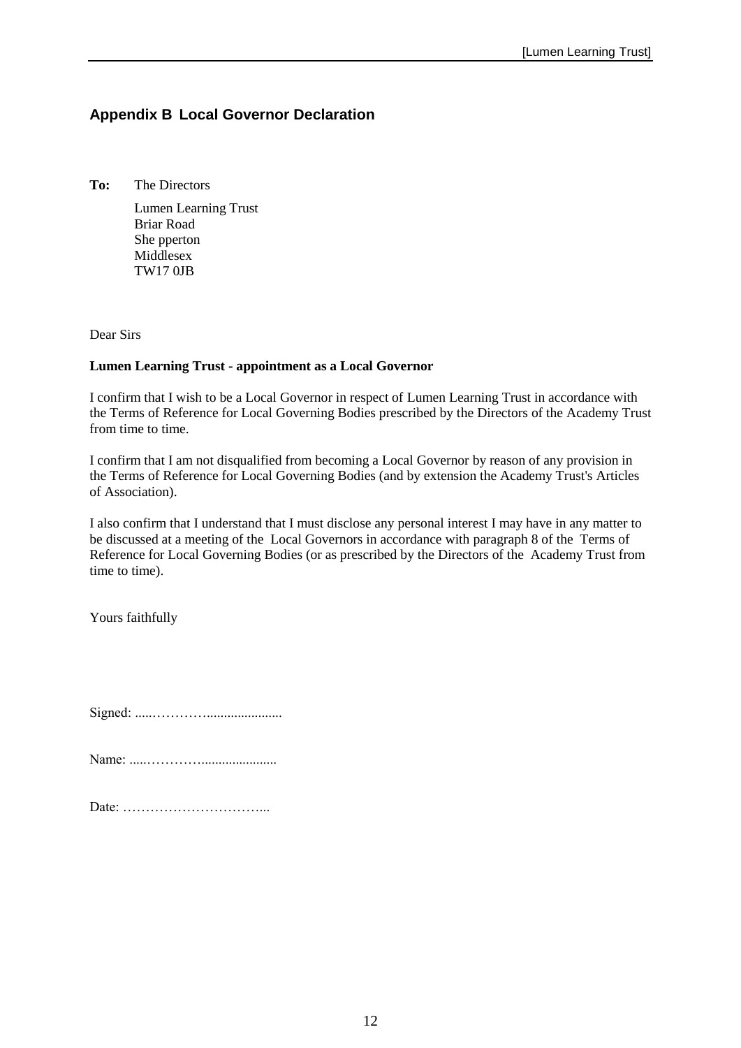## Appendix B Local Governor Declaration

**To:** The Directors

Lumen Learning Trust
Briar Road
She pperton
Middlesex
TW17 0JB

Dear Sirs

**Lumen Learning Trust - appointment as a Local Governor**

I confirm that I wish to be a Local Governor in respect of Lumen Learning Trust in accordance with the Terms of Reference for Local Governing Bodies prescribed by the Directors of the Academy Trust from time to time.

I confirm that I am not disqualified from becoming a Local Governor by reason of any provision in the Terms of Reference for Local Governing Bodies (and by extension the Academy Trust's Articles of Association).

I also confirm that I understand that I must disclose any personal interest I may have in any matter to be discussed at a meeting of the Local Governors in accordance with paragraph 8 of the Terms of Reference for Local Governing Bodies (or as prescribed by the Directors of the Academy Trust from time to time).

Yours faithfully

Signed: .....…………......................

Name: .....…………......................

Date: …………………………...